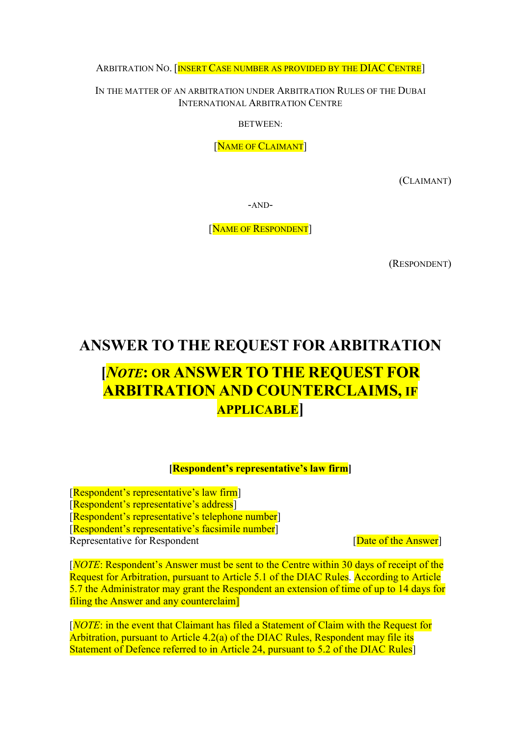ARBITRATION NO. [INSERT CASE NUMBER AS PROVIDED BY THE DIAC CENTRE]

IN THE MATTER OF AN ARBITRATION UNDER ARBITRATION RULES OF THE DUBAI INTERNATIONAL ARBITRATION CENTRE

BETWEEN:

[NAME OF CLAIMANT]

(CLAIMANT)

-AND-

[NAME OF RESPONDENT]

(RESPONDENT)

# ANSWER TO THE REQUEST FOR ARBITRATION

## [*NOTE*: OR ANSWER TO THE REQUEST FOR ARBITRATION AND COUNTERCLAIMS, IF APPLICABLE]

**[Respondent's representative's law firm]**

[Respondent's representative's law firm]
[Respondent's representative's address]
[Respondent's representative's telephone number]
[Respondent's representative's facsimile number]
Representative for Respondent

[Date of the Answer]

[*NOTE*: Respondent's Answer must be sent to the Centre within 30 days of receipt of the Request for Arbitration, pursuant to Article 5.1 of the DIAC Rules. According to Article 5.7 the Administrator may grant the Respondent an extension of time of up to 14 days for filing the Answer and any counterclaim]

[*NOTE*: in the event that Claimant has filed a Statement of Claim with the Request for Arbitration, pursuant to Article 4.2(a) of the DIAC Rules, Respondent may file its Statement of Defence referred to in Article 24, pursuant to 5.2 of the DIAC Rules]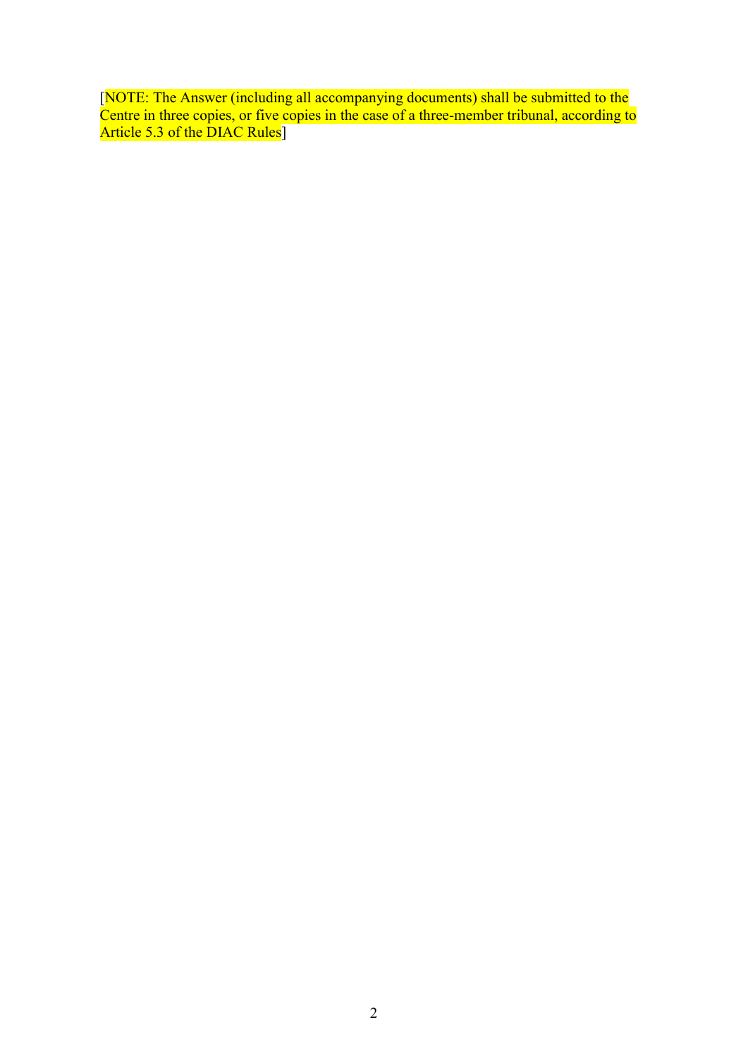[NOTE: The Answer (including all accompanying documents) shall be submitted to the Centre in three copies, or five copies in the case of a three-member tribunal, according to Article 5.3 of the DIAC Rules]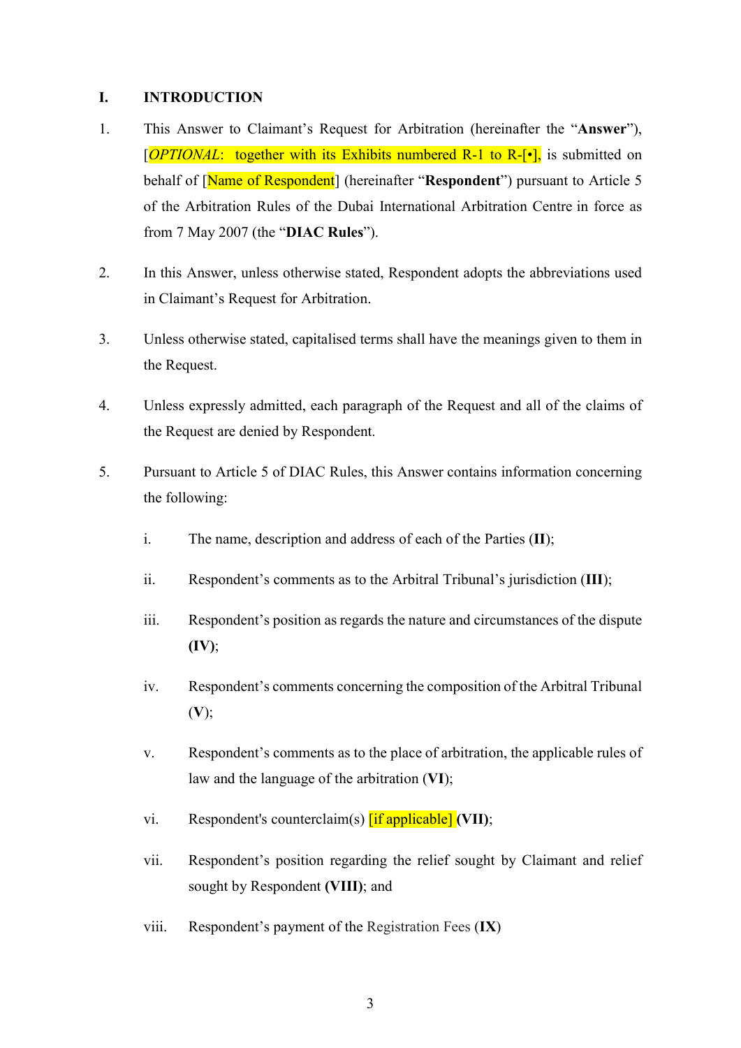## I. INTRODUCTION

1. This Answer to Claimant's Request for Arbitration (hereinafter the "**Answer**"), [*OPTIONAL*: together with its Exhibits numbered R-1 to R-[•], is submitted on behalf of [Name of Respondent] (hereinafter "**Respondent**") pursuant to Article 5 of the Arbitration Rules of the Dubai International Arbitration Centre in force as from 7 May 2007 (the "**DIAC Rules**").

2. In this Answer, unless otherwise stated, Respondent adopts the abbreviations used in Claimant's Request for Arbitration.

3. Unless otherwise stated, capitalised terms shall have the meanings given to them in the Request.

4. Unless expressly admitted, each paragraph of the Request and all of the claims of the Request are denied by Respondent.

5. Pursuant to Article 5 of DIAC Rules, this Answer contains information concerning the following:

   i. The name, description and address of each of the Parties (**II**);

   ii. Respondent's comments as to the Arbitral Tribunal's jurisdiction (**III**);

   iii. Respondent's position as regards the nature and circumstances of the dispute **(IV)**;

   iv. Respondent's comments concerning the composition of the Arbitral Tribunal (**V**);

   v. Respondent's comments as to the place of arbitration, the applicable rules of law and the language of the arbitration (**VI**);

   vi. Respondent's counterclaim(s) [if applicable] **(VII)**;

   vii. Respondent's position regarding the relief sought by Claimant and relief sought by Respondent **(VIII)**; and

   viii. Respondent's payment of the Registration Fees (**IX**)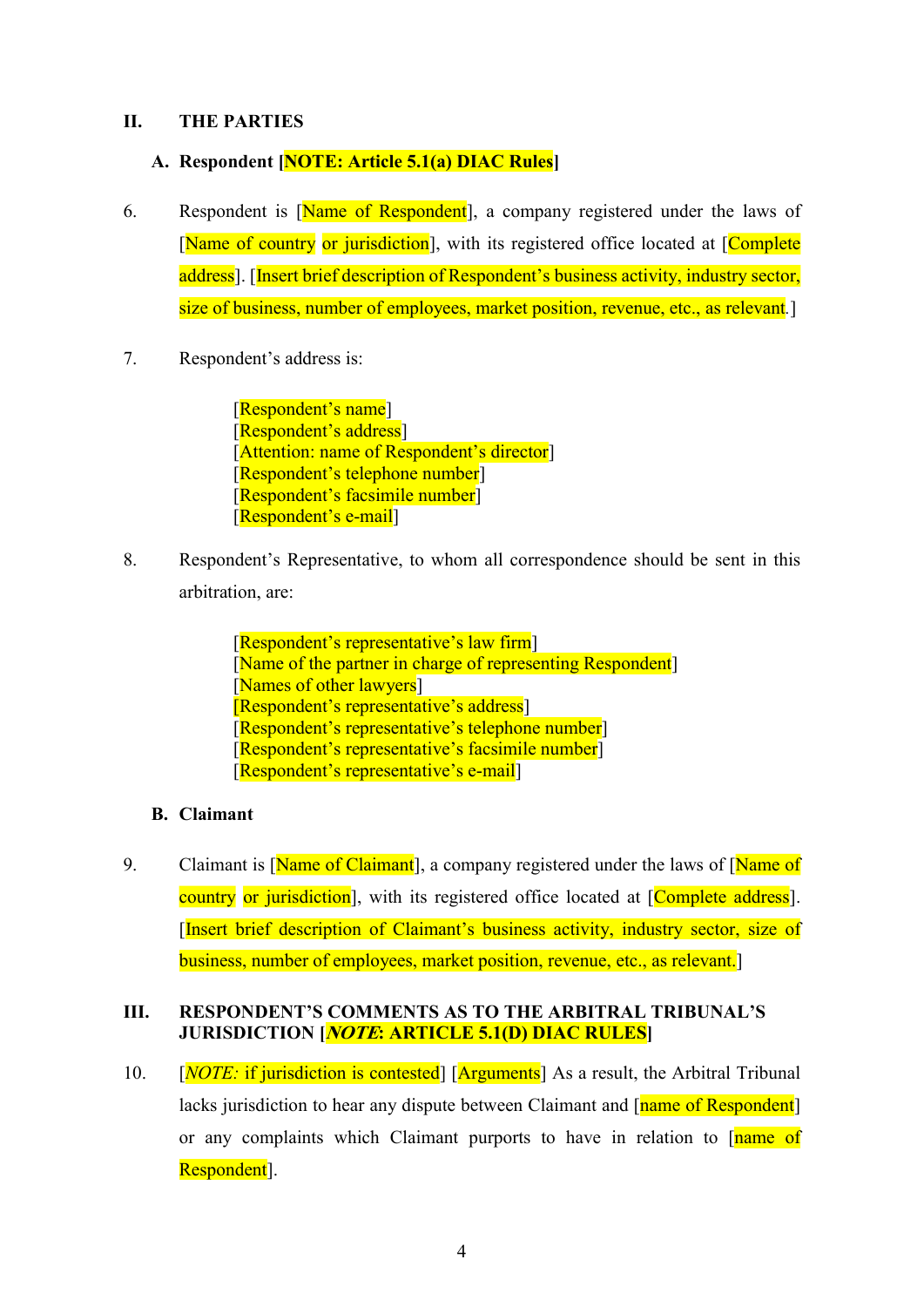## II. THE PARTIES

### A. Respondent [**NOTE: Article 5.1(a) DIAC Rules**]

6. Respondent is [Name of Respondent], a company registered under the laws of [Name of country or jurisdiction], with its registered office located at [Complete address]. [Insert brief description of Respondent's business activity, industry sector, size of business, number of employees, market position, revenue, etc., as relevant.]

7. Respondent's address is:

   [Respondent's name]
   [Respondent's address]
   [Attention: name of Respondent's director]
   [Respondent's telephone number]
   [Respondent's facsimile number]
   [Respondent's e-mail]

8. Respondent's Representative, to whom all correspondence should be sent in this arbitration, are:

   [Respondent's representative's law firm]
   [Name of the partner in charge of representing Respondent]
   [Names of other lawyers]
   [Respondent's representative's address]
   [Respondent's representative's telephone number]
   [Respondent's representative's facsimile number]
   [Respondent's representative's e-mail]

### B. Claimant

9. Claimant is [Name of Claimant], a company registered under the laws of [Name of country or jurisdiction], with its registered office located at [Complete address]. [Insert brief description of Claimant's business activity, industry sector, size of business, number of employees, market position, revenue, etc., as relevant.]

## III. RESPONDENT'S COMMENTS AS TO THE ARBITRAL TRIBUNAL'S JURISDICTION [***NOTE*: ARTICLE 5.1(D) DIAC RULES**]

10. [*NOTE:* if jurisdiction is contested] [Arguments] As a result, the Arbitral Tribunal lacks jurisdiction to hear any dispute between Claimant and [name of Respondent] or any complaints which Claimant purports to have in relation to [name of Respondent].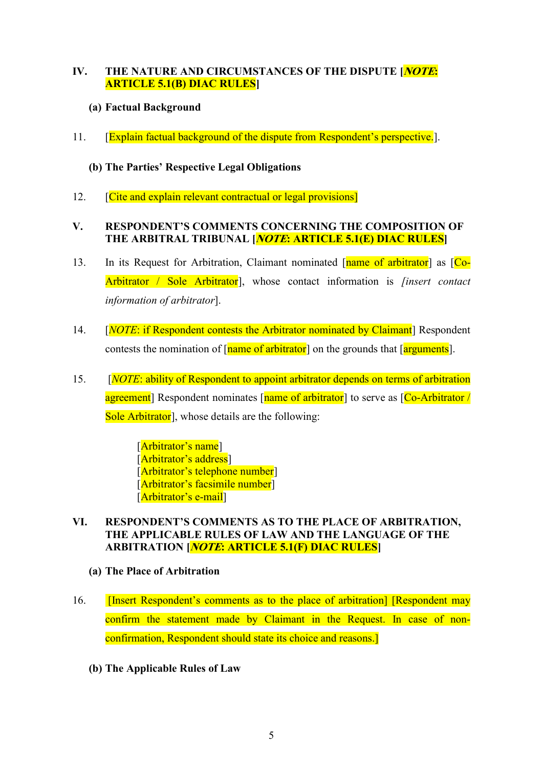## IV. THE NATURE AND CIRCUMSTANCES OF THE DISPUTE [***NOTE*: ARTICLE 5.1(B) DIAC RULES**]

### (a) Factual Background

11. [Explain factual background of the dispute from Respondent's perspective.].

### (b) The Parties' Respective Legal Obligations

12. [Cite and explain relevant contractual or legal provisions]

## V. RESPONDENT'S COMMENTS CONCERNING THE COMPOSITION OF THE ARBITRAL TRIBUNAL [***NOTE*: ARTICLE 5.1(E) DIAC RULES**]

13. In its Request for Arbitration, Claimant nominated [name of arbitrator] as [Co-Arbitrator / Sole Arbitrator], whose contact information is *[insert contact information of arbitrator*].

14. [*NOTE*: if Respondent contests the Arbitrator nominated by Claimant] Respondent contests the nomination of [name of arbitrator] on the grounds that [arguments].

15. [*NOTE*: ability of Respondent to appoint arbitrator depends on terms of arbitration agreement] Respondent nominates [name of arbitrator] to serve as [Co-Arbitrator / Sole Arbitrator], whose details are the following:

    [Arbitrator's name]
    [Arbitrator's address]
    [Arbitrator's telephone number]
    [Arbitrator's facsimile number]
    [Arbitrator's e-mail]

## VI. RESPONDENT'S COMMENTS AS TO THE PLACE OF ARBITRATION, THE APPLICABLE RULES OF LAW AND THE LANGUAGE OF THE ARBITRATION [***NOTE*: ARTICLE 5.1(F) DIAC RULES**]

### (a) The Place of Arbitration

16. [Insert Respondent's comments as to the place of arbitration] [Respondent may confirm the statement made by Claimant in the Request. In case of non-confirmation, Respondent should state its choice and reasons.]

### (b) The Applicable Rules of Law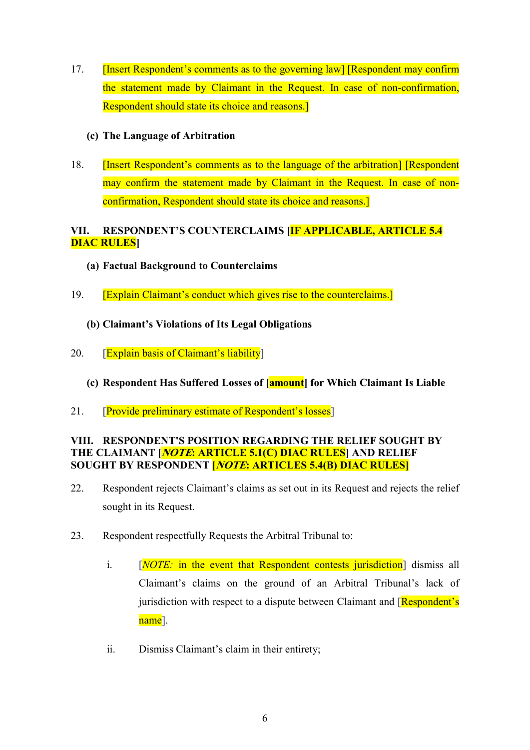17. [Insert Respondent's comments as to the governing law] [Respondent may confirm the statement made by Claimant in the Request. In case of non-confirmation, Respondent should state its choice and reasons.]

**(c) The Language of Arbitration**

18. [Insert Respondent's comments as to the language of the arbitration] [Respondent may confirm the statement made by Claimant in the Request. In case of non-confirmation, Respondent should state its choice and reasons.]

## VII. RESPONDENT'S COUNTERCLAIMS [IF APPLICABLE, ARTICLE 5.4 DIAC RULES]

**(a) Factual Background to Counterclaims**

19. [Explain Claimant's conduct which gives rise to the counterclaims.]

**(b) Claimant's Violations of Its Legal Obligations**

20. [Explain basis of Claimant's liability]

**(c) Respondent Has Suffered Losses of [amount] for Which Claimant Is Liable**

21. [Provide preliminary estimate of Respondent's losses]

## VIII. RESPONDENT'S POSITION REGARDING THE RELIEF SOUGHT BY THE CLAIMANT [*NOTE*: ARTICLE 5.1(C) DIAC RULES] AND RELIEF SOUGHT BY RESPONDENT [*NOTE*: ARTICLES 5.4(B) DIAC RULES]

22. Respondent rejects Claimant's claims as set out in its Request and rejects the relief sought in its Request.

23. Respondent respectfully Requests the Arbitral Tribunal to:

    i. [*NOTE:* in the event that Respondent contests jurisdiction] dismiss all Claimant's claims on the ground of an Arbitral Tribunal's lack of jurisdiction with respect to a dispute between Claimant and [Respondent's name].

    ii. Dismiss Claimant's claim in their entirety;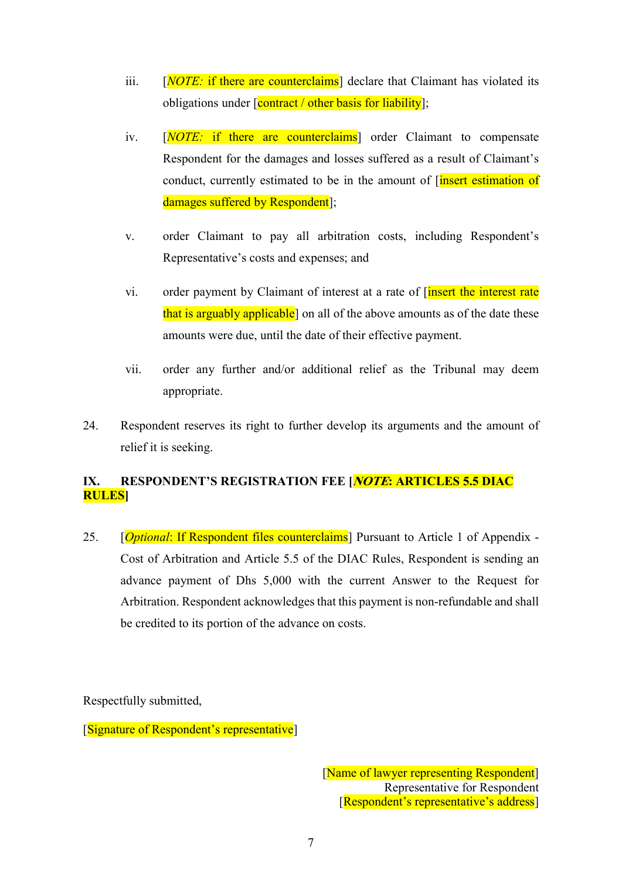iii. [*NOTE:* if there are counterclaims] declare that Claimant has violated its obligations under [contract / other basis for liability];

iv. [*NOTE:* if there are counterclaims] order Claimant to compensate Respondent for the damages and losses suffered as a result of Claimant's conduct, currently estimated to be in the amount of [insert estimation of damages suffered by Respondent];

v. order Claimant to pay all arbitration costs, including Respondent's Representative's costs and expenses; and

vi. order payment by Claimant of interest at a rate of [insert the interest rate that is arguably applicable] on all of the above amounts as of the date these amounts were due, until the date of their effective payment.

vii. order any further and/or additional relief as the Tribunal may deem appropriate.

24. Respondent reserves its right to further develop its arguments and the amount of relief it is seeking.

## IX. RESPONDENT'S REGISTRATION FEE [*NOTE*: ARTICLES 5.5 DIAC RULES]

25. [*Optional*: If Respondent files counterclaims] Pursuant to Article 1 of Appendix - Cost of Arbitration and Article 5.5 of the DIAC Rules, Respondent is sending an advance payment of Dhs 5,000 with the current Answer to the Request for Arbitration. Respondent acknowledges that this payment is non-refundable and shall be credited to its portion of the advance on costs.

Respectfully submitted,

[Signature of Respondent's representative]

[Name of lawyer representing Respondent]
Representative for Respondent
[Respondent's representative's address]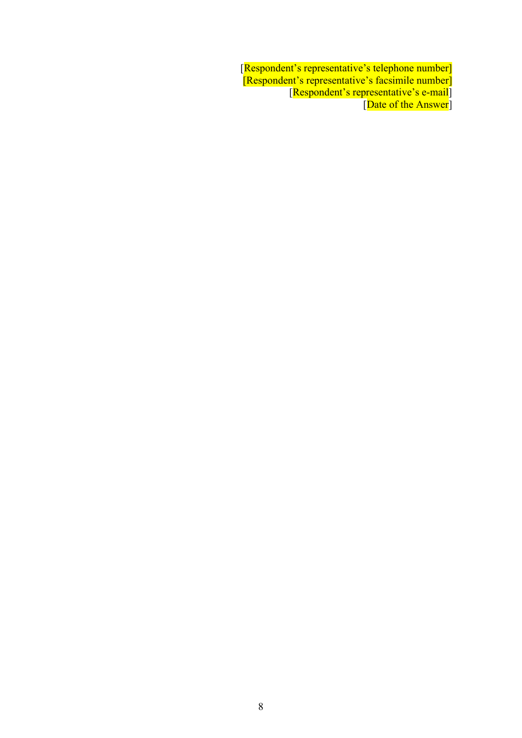[Respondent’s representative’s telephone number]
[Respondent’s representative’s facsimile number]
[Respondent’s representative’s e-mail]
[Date of the Answer]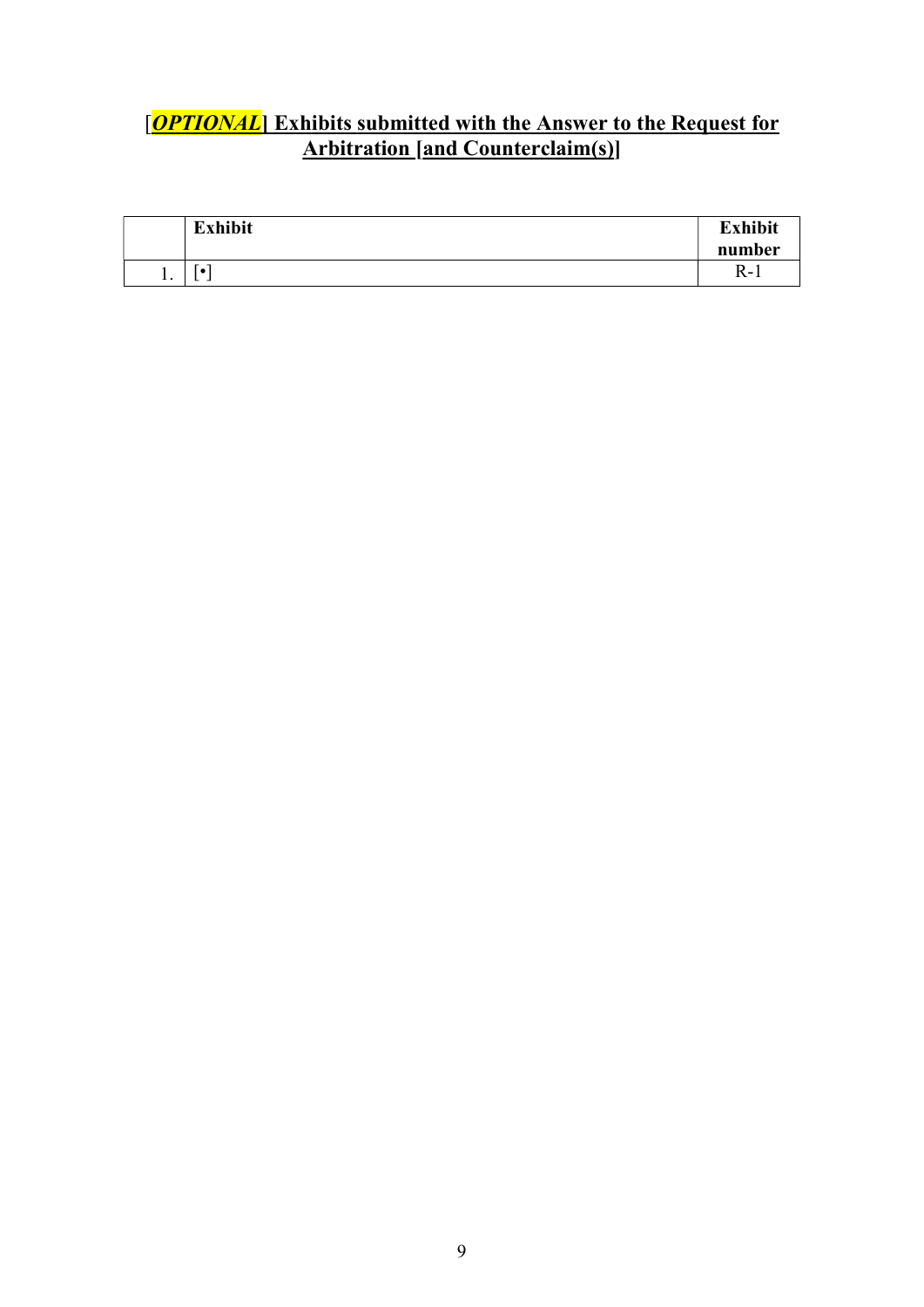## [***OPTIONAL***] Exhibits submitted with the Answer to the Request for Arbitration [and Counterclaim(s)]

| | Exhibit | Exhibit number |
|---|---|---|
| 1. | [•] | R-1 |